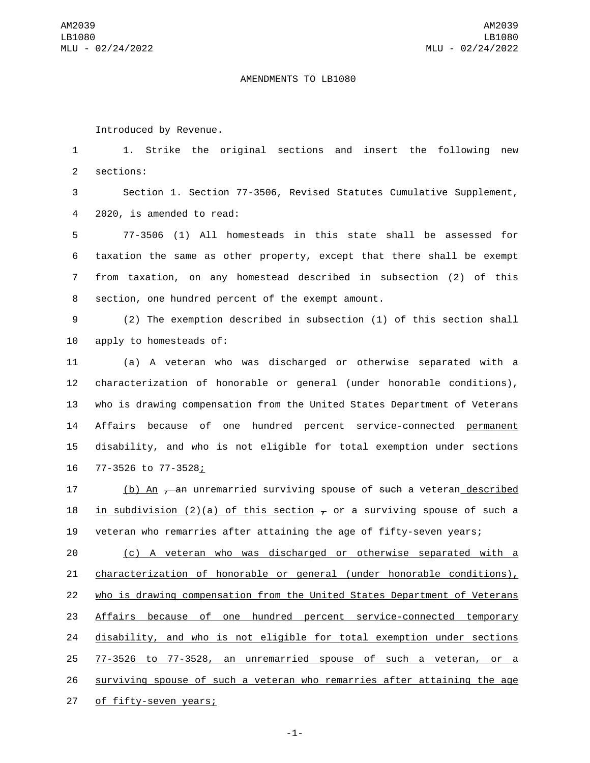AMENDMENTS TO LB1080

Introduced by Revenue.

1. Strike the original sections and insert the following new sections:

Section 1. Section 77-3506, Revised Statutes Cumulative Supplement, 2020, is amended to read:

77-3506 (1) All homesteads in this state shall be assessed for taxation the same as other property, except that there shall be exempt from taxation, on any homestead described in subsection (2) of this section, one hundred percent of the exempt amount.

(2) The exemption described in subsection (1) of this section shall apply to homesteads of:

(a) A veteran who was discharged or otherwise separated with a characterization of honorable or general (under honorable conditions), who is drawing compensation from the United States Department of Veterans Affairs because of one hundred percent service-connected permanent disability, and who is not eligible for total exemption under sections 77-3526 to 77-3528;

(b) An ~~, an~~ unremarried surviving spouse of ~~such~~ a veteran described in subdivision (2)(a) of this section ~~,~~ or a surviving spouse of such a veteran who remarries after attaining the age of fifty-seven years;

(c) A veteran who was discharged or otherwise separated with a characterization of honorable or general (under honorable conditions), who is drawing compensation from the United States Department of Veterans Affairs because of one hundred percent service-connected temporary disability, and who is not eligible for total exemption under sections 77-3526 to 77-3528, an unremarried spouse of such a veteran, or a surviving spouse of such a veteran who remarries after attaining the age of fifty-seven years;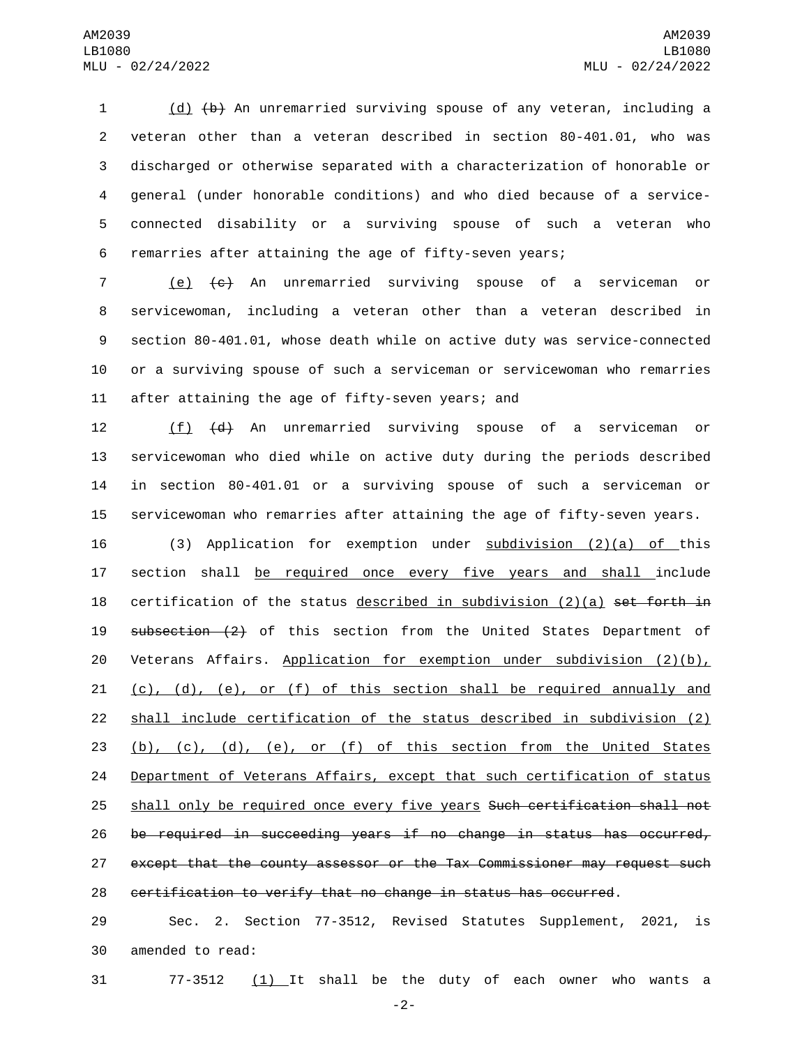<u>(d)</u> ~~(b)~~ An unremarried surviving spouse of any veteran, including a veteran other than a veteran described in section 80-401.01, who was discharged or otherwise separated with a characterization of honorable or general (under honorable conditions) and who died because of a service-connected disability or a surviving spouse of such a veteran who remarries after attaining the age of fifty-seven years;

<u>(e)</u> ~~(c)~~ An unremarried surviving spouse of a serviceman or servicewoman, including a veteran other than a veteran described in section 80-401.01, whose death while on active duty was service-connected or a surviving spouse of such a serviceman or servicewoman who remarries after attaining the age of fifty-seven years; and

<u>(f)</u> ~~(d)~~ An unremarried surviving spouse of a serviceman or servicewoman who died while on active duty during the periods described in section 80-401.01 or a surviving spouse of such a serviceman or servicewoman who remarries after attaining the age of fifty-seven years.

(3) Application for exemption under <u>subdivision (2)(a) of</u> this section shall <u>be required once every five years and shall</u> include certification of the status <u>described in subdivision (2)(a)</u> ~~set forth in subsection (2)~~ of this section from the United States Department of Veterans Affairs. <u>Application for exemption under subdivision (2)(b), (c), (d), (e), or (f) of this section shall be required annually and shall include certification of the status described in subdivision (2)(b), (c), (d), (e), or (f) of this section from the United States Department of Veterans Affairs, except that such certification of status shall only be required once every five years</u> ~~Such certification shall not be required in succeeding years if no change in status has occurred, except that the county assessor or the Tax Commissioner may request such certification to verify that no change in status has occurred~~.

Sec. 2. Section 77-3512, Revised Statutes Supplement, 2021, is amended to read:

77-3512 <u>(1)</u> It shall be the duty of each owner who wants a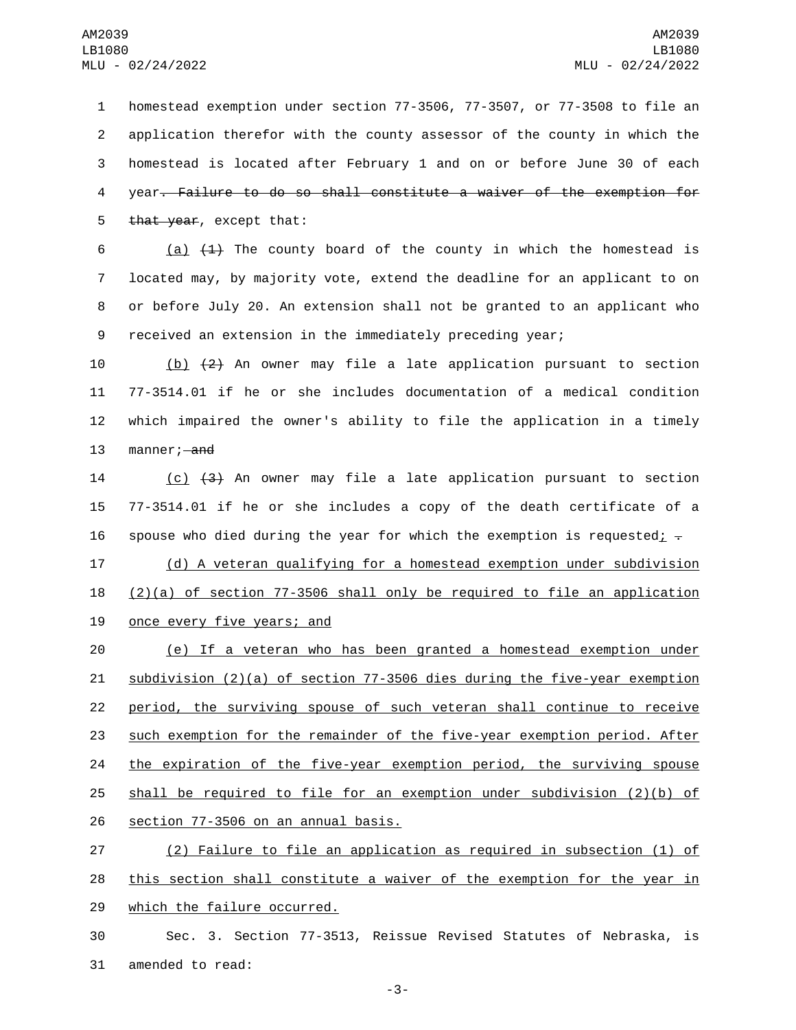homestead exemption under section 77-3506, 77-3507, or 77-3508 to file an application therefor with the county assessor of the county in which the homestead is located after February 1 and on or before June 30 of each year~~. Failure to do so shall constitute a waiver of the exemption for that year~~, except that:

<u>(a)</u> ~~(1)~~ The county board of the county in which the homestead is located may, by majority vote, extend the deadline for an applicant to on or before July 20. An extension shall not be granted to an applicant who received an extension in the immediately preceding year;

<u>(b)</u> ~~(2)~~ An owner may file a late application pursuant to section 77-3514.01 if he or she includes documentation of a medical condition which impaired the owner's ability to file the application in a timely manner;~~ and~~

<u>(c)</u> ~~(3)~~ An owner may file a late application pursuant to section 77-3514.01 if he or she includes a copy of the death certificate of a spouse who died during the year for which the exemption is requested<u>;</u> ~~.~~

<u>(d) A veteran qualifying for a homestead exemption under subdivision (2)(a) of section 77-3506 shall only be required to file an application once every five years; and</u>

<u>(e) If a veteran who has been granted a homestead exemption under subdivision (2)(a) of section 77-3506 dies during the five-year exemption period, the surviving spouse of such veteran shall continue to receive such exemption for the remainder of the five-year exemption period. After the expiration of the five-year exemption period, the surviving spouse shall be required to file for an exemption under subdivision (2)(b) of section 77-3506 on an annual basis.</u>

<u>(2) Failure to file an application as required in subsection (1) of this section shall constitute a waiver of the exemption for the year in which the failure occurred.</u>

Sec. 3. Section 77-3513, Reissue Revised Statutes of Nebraska, is amended to read: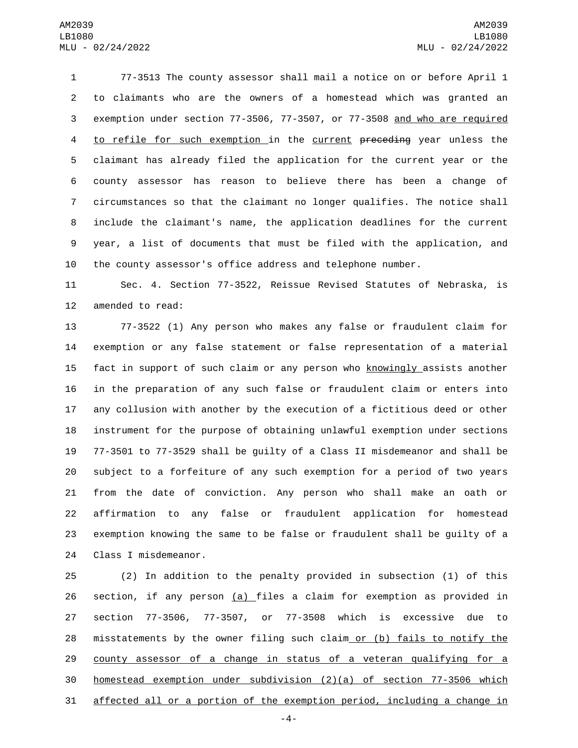77-3513 The county assessor shall mail a notice on or before April 1 to claimants who are the owners of a homestead which was granted an exemption under section 77-3506, 77-3507, or 77-3508 and who are required to refile for such exemption in the current ~~preceding~~ year unless the claimant has already filed the application for the current year or the county assessor has reason to believe there has been a change of circumstances so that the claimant no longer qualifies. The notice shall include the claimant's name, the application deadlines for the current year, a list of documents that must be filed with the application, and the county assessor's office address and telephone number.

Sec. 4. Section 77-3522, Reissue Revised Statutes of Nebraska, is amended to read:

77-3522 (1) Any person who makes any false or fraudulent claim for exemption or any false statement or false representation of a material fact in support of such claim or any person who knowingly assists another in the preparation of any such false or fraudulent claim or enters into any collusion with another by the execution of a fictitious deed or other instrument for the purpose of obtaining unlawful exemption under sections 77-3501 to 77-3529 shall be guilty of a Class II misdemeanor and shall be subject to a forfeiture of any such exemption for a period of two years from the date of conviction. Any person who shall make an oath or affirmation to any false or fraudulent application for homestead exemption knowing the same to be false or fraudulent shall be guilty of a Class I misdemeanor.

(2) In addition to the penalty provided in subsection (1) of this section, if any person (a) files a claim for exemption as provided in section 77-3506, 77-3507, or 77-3508 which is excessive due to misstatements by the owner filing such claim or (b) fails to notify the county assessor of a change in status of a veteran qualifying for a homestead exemption under subdivision (2)(a) of section 77-3506 which affected all or a portion of the exemption period, including a change in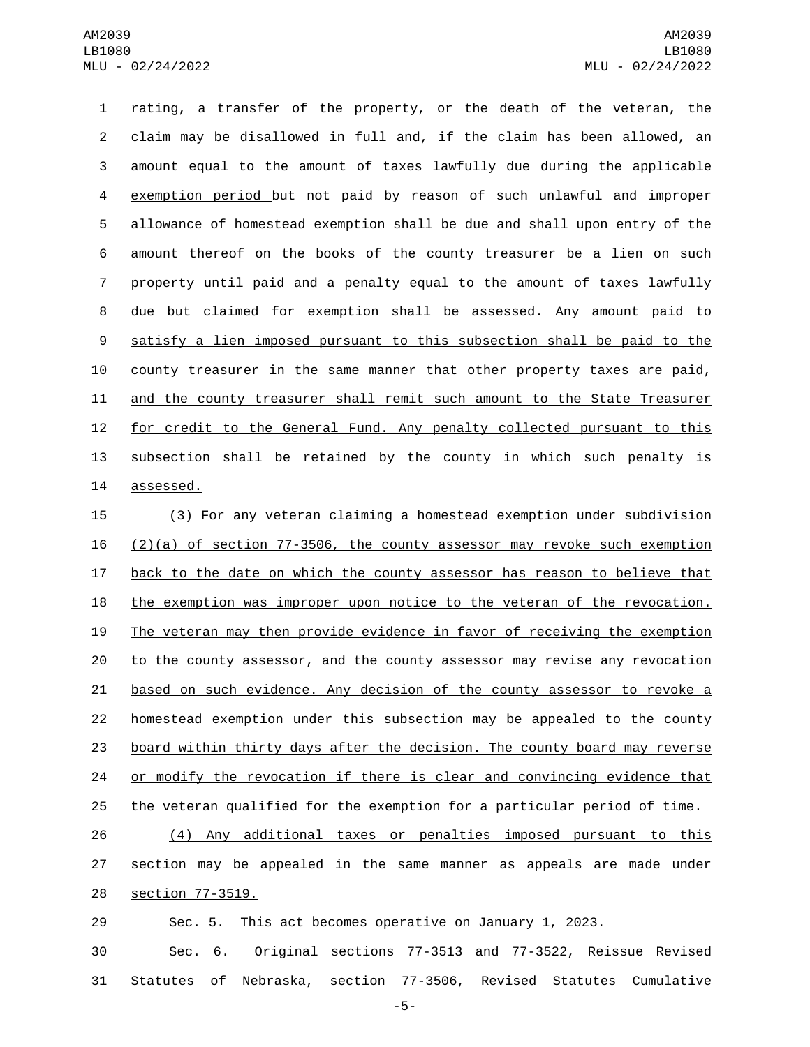rating, a transfer of the property, or the death of the veteran, the claim may be disallowed in full and, if the claim has been allowed, an amount equal to the amount of taxes lawfully due during the applicable exemption period but not paid by reason of such unlawful and improper allowance of homestead exemption shall be due and shall upon entry of the amount thereof on the books of the county treasurer be a lien on such property until paid and a penalty equal to the amount of taxes lawfully due but claimed for exemption shall be assessed. Any amount paid to satisfy a lien imposed pursuant to this subsection shall be paid to the county treasurer in the same manner that other property taxes are paid, and the county treasurer shall remit such amount to the State Treasurer for credit to the General Fund. Any penalty collected pursuant to this subsection shall be retained by the county in which such penalty is assessed.

(3) For any veteran claiming a homestead exemption under subdivision (2)(a) of section 77-3506, the county assessor may revoke such exemption back to the date on which the county assessor has reason to believe that the exemption was improper upon notice to the veteran of the revocation. The veteran may then provide evidence in favor of receiving the exemption to the county assessor, and the county assessor may revise any revocation based on such evidence. Any decision of the county assessor to revoke a homestead exemption under this subsection may be appealed to the county board within thirty days after the decision. The county board may reverse or modify the revocation if there is clear and convincing evidence that the veteran qualified for the exemption for a particular period of time.

(4) Any additional taxes or penalties imposed pursuant to this section may be appealed in the same manner as appeals are made under section 77-3519.

Sec. 5. This act becomes operative on January 1, 2023.

Sec. 6. Original sections 77-3513 and 77-3522, Reissue Revised Statutes of Nebraska, section 77-3506, Revised Statutes Cumulative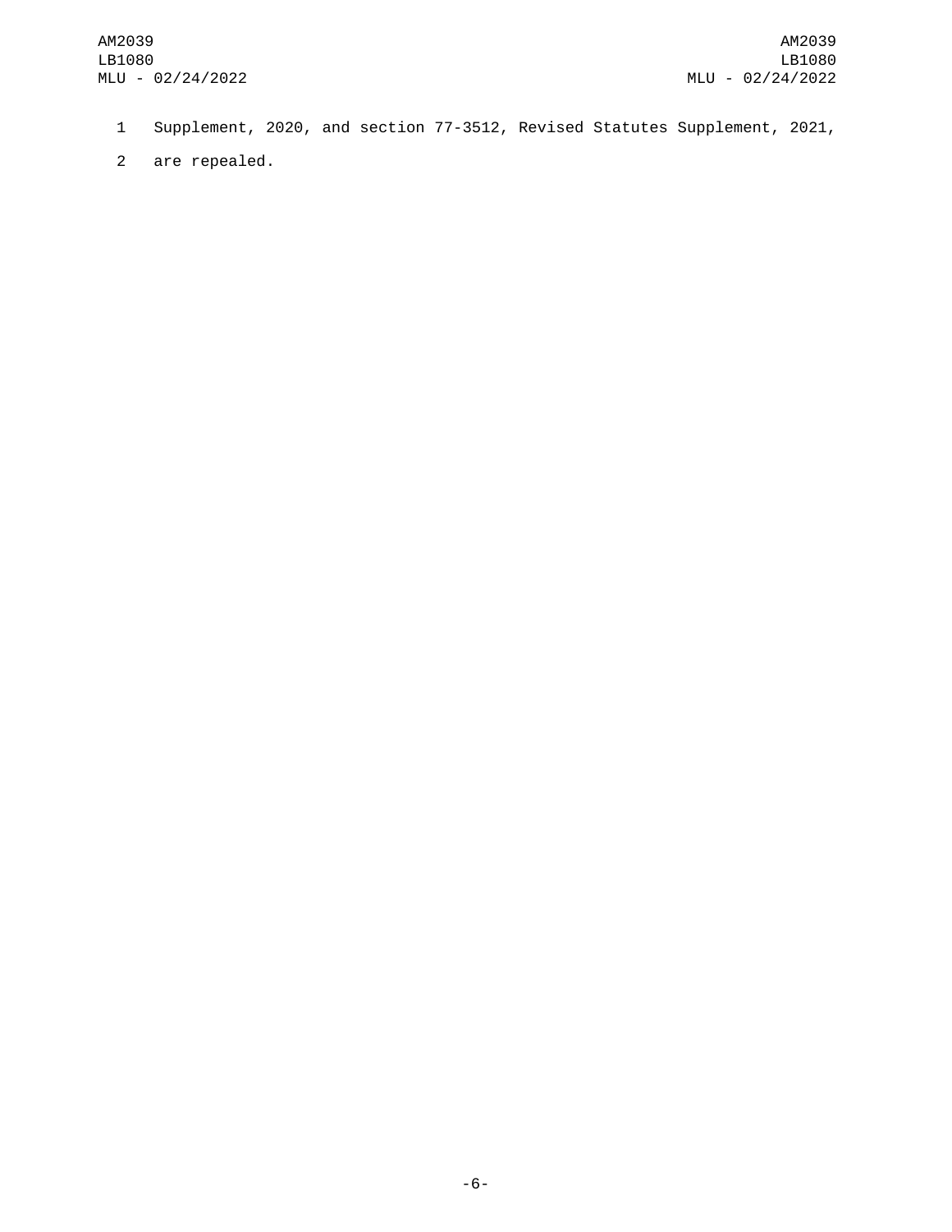Supplement, 2020, and section 77-3512, Revised Statutes Supplement, 2021, are repealed.